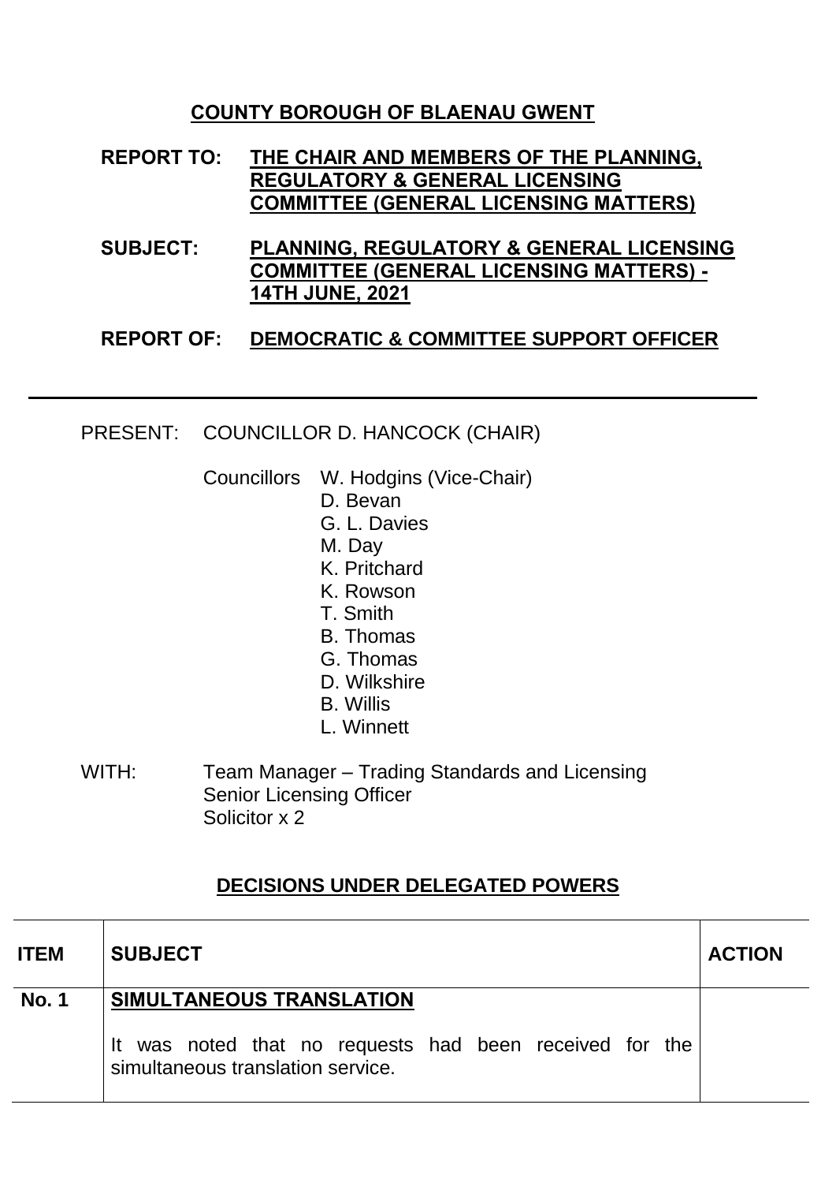## COUNTY BOROUGH OF BLAENAU GWENT

**REPORT TO:** **THE CHAIR AND MEMBERS OF THE PLANNING, REGULATORY & GENERAL LICENSING COMMITTEE (GENERAL LICENSING MATTERS)**

**SUBJECT:** **PLANNING, REGULATORY & GENERAL LICENSING COMMITTEE (GENERAL LICENSING MATTERS) - 14TH JUNE, 2021**

**REPORT OF:** **DEMOCRATIC & COMMITTEE SUPPORT OFFICER**

---

PRESENT: COUNCILLOR D. HANCOCK (CHAIR)

Councillors W. Hodgins (Vice-Chair)
D. Bevan
G. L. Davies
M. Day
K. Pritchard
K. Rowson
T. Smith
B. Thomas
G. Thomas
D. Wilkshire
B. Willis
L. Winnett

WITH: Team Manager – Trading Standards and Licensing
Senior Licensing Officer
Solicitor x 2

## DECISIONS UNDER DELEGATED POWERS

| ITEM | SUBJECT | ACTION |
| --- | --- | --- |
| **No. 1** | **SIMULTANEOUS TRANSLATION**<br><br>It was noted that no requests had been received for the simultaneous translation service. | |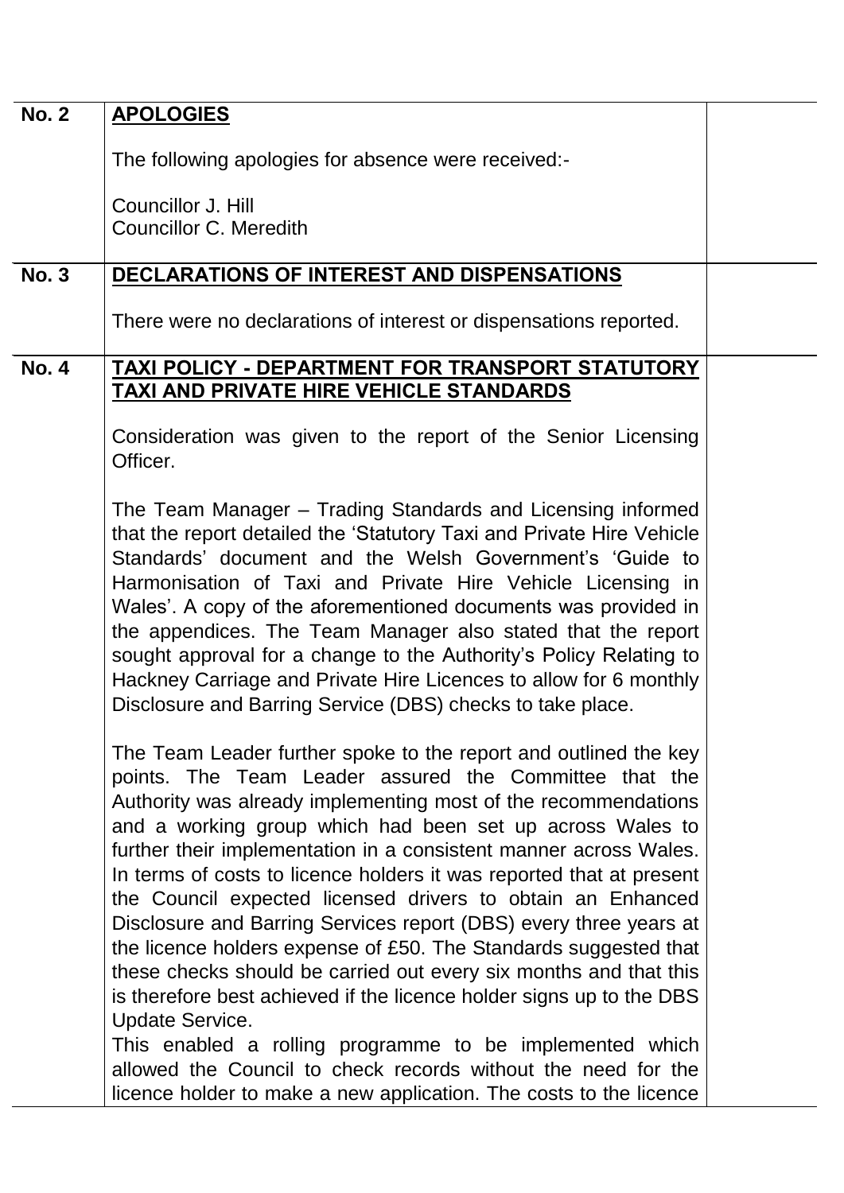| | | |
|---|---|---|
| **No. 2** | **APOLOGIES**<br><br>The following apologies for absence were received:-<br><br>Councillor J. Hill<br>Councillor C. Meredith | |
| **No. 3** | **DECLARATIONS OF INTEREST AND DISPENSATIONS**<br><br>There were no declarations of interest or dispensations reported. | |
| **No. 4** | **TAXI POLICY - DEPARTMENT FOR TRANSPORT STATUTORY TAXI AND PRIVATE HIRE VEHICLE STANDARDS**<br><br>Consideration was given to the report of the Senior Licensing Officer.<br><br>The Team Manager – Trading Standards and Licensing informed that the report detailed the 'Statutory Taxi and Private Hire Vehicle Standards' document and the Welsh Government's 'Guide to Harmonisation of Taxi and Private Hire Vehicle Licensing in Wales'. A copy of the aforementioned documents was provided in the appendices. The Team Manager also stated that the report sought approval for a change to the Authority's Policy Relating to Hackney Carriage and Private Hire Licences to allow for 6 monthly Disclosure and Barring Service (DBS) checks to take place.<br><br>The Team Leader further spoke to the report and outlined the key points. The Team Leader assured the Committee that the Authority was already implementing most of the recommendations and a working group which had been set up across Wales to further their implementation in a consistent manner across Wales. In terms of costs to licence holders it was reported that at present the Council expected licensed drivers to obtain an Enhanced Disclosure and Barring Services report (DBS) every three years at the licence holders expense of £50. The Standards suggested that these checks should be carried out every six months and that this is therefore best achieved if the licence holder signs up to the DBS Update Service.<br>This enabled a rolling programme to be implemented which allowed the Council to check records without the need for the licence holder to make a new application. The costs to the licence | |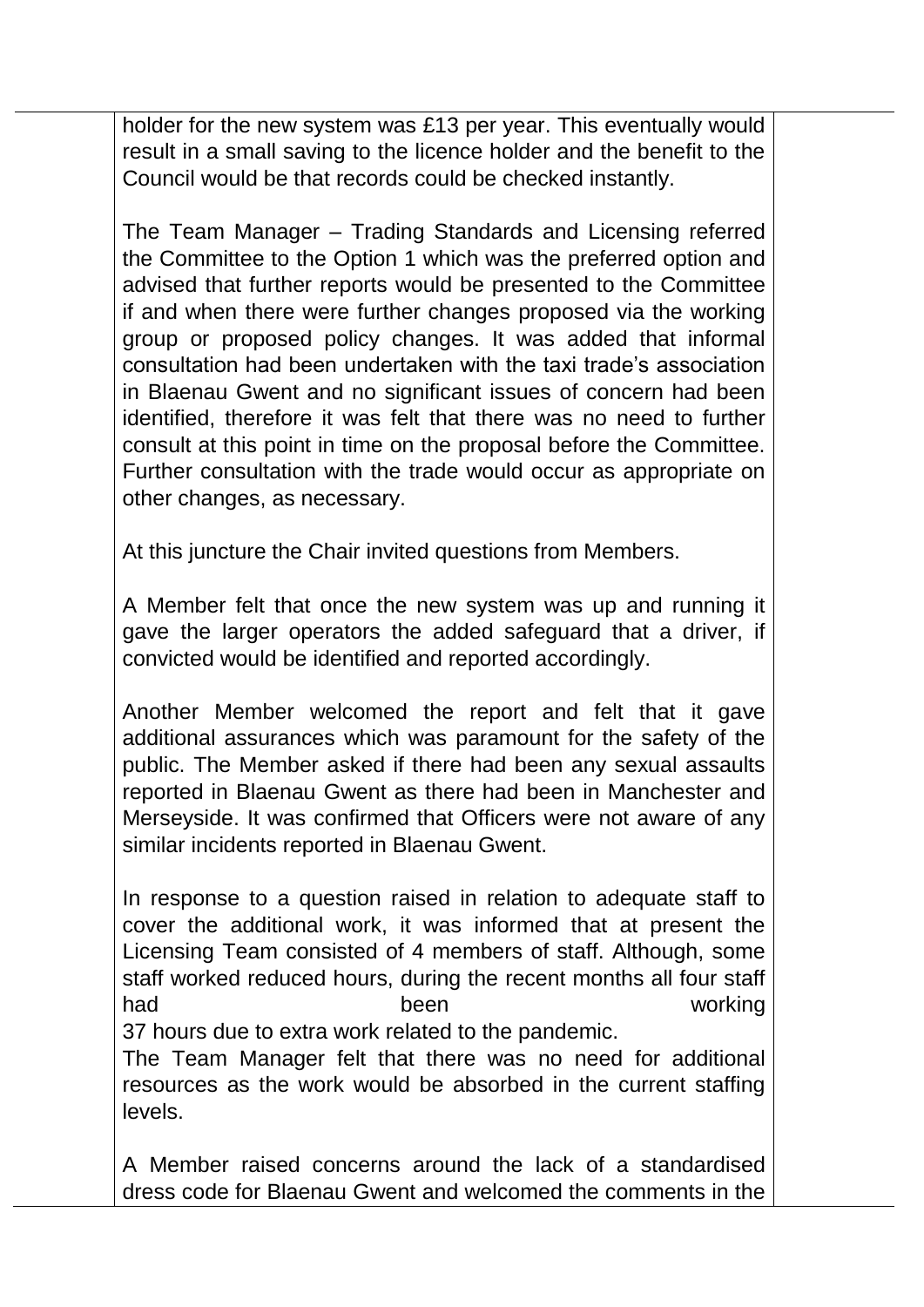holder for the new system was £13 per year. This eventually would result in a small saving to the licence holder and the benefit to the Council would be that records could be checked instantly.

The Team Manager – Trading Standards and Licensing referred the Committee to the Option 1 which was the preferred option and advised that further reports would be presented to the Committee if and when there were further changes proposed via the working group or proposed policy changes. It was added that informal consultation had been undertaken with the taxi trade's association in Blaenau Gwent and no significant issues of concern had been identified, therefore it was felt that there was no need to further consult at this point in time on the proposal before the Committee. Further consultation with the trade would occur as appropriate on other changes, as necessary.

At this juncture the Chair invited questions from Members.

A Member felt that once the new system was up and running it gave the larger operators the added safeguard that a driver, if convicted would be identified and reported accordingly.

Another Member welcomed the report and felt that it gave additional assurances which was paramount for the safety of the public. The Member asked if there had been any sexual assaults reported in Blaenau Gwent as there had been in Manchester and Merseyside. It was confirmed that Officers were not aware of any similar incidents reported in Blaenau Gwent.

In response to a question raised in relation to adequate staff to cover the additional work, it was informed that at present the Licensing Team consisted of 4 members of staff. Although, some staff worked reduced hours, during the recent months all four staff had been working 37 hours due to extra work related to the pandemic.
The Team Manager felt that there was no need for additional resources as the work would be absorbed in the current staffing levels.

A Member raised concerns around the lack of a standardised dress code for Blaenau Gwent and welcomed the comments in the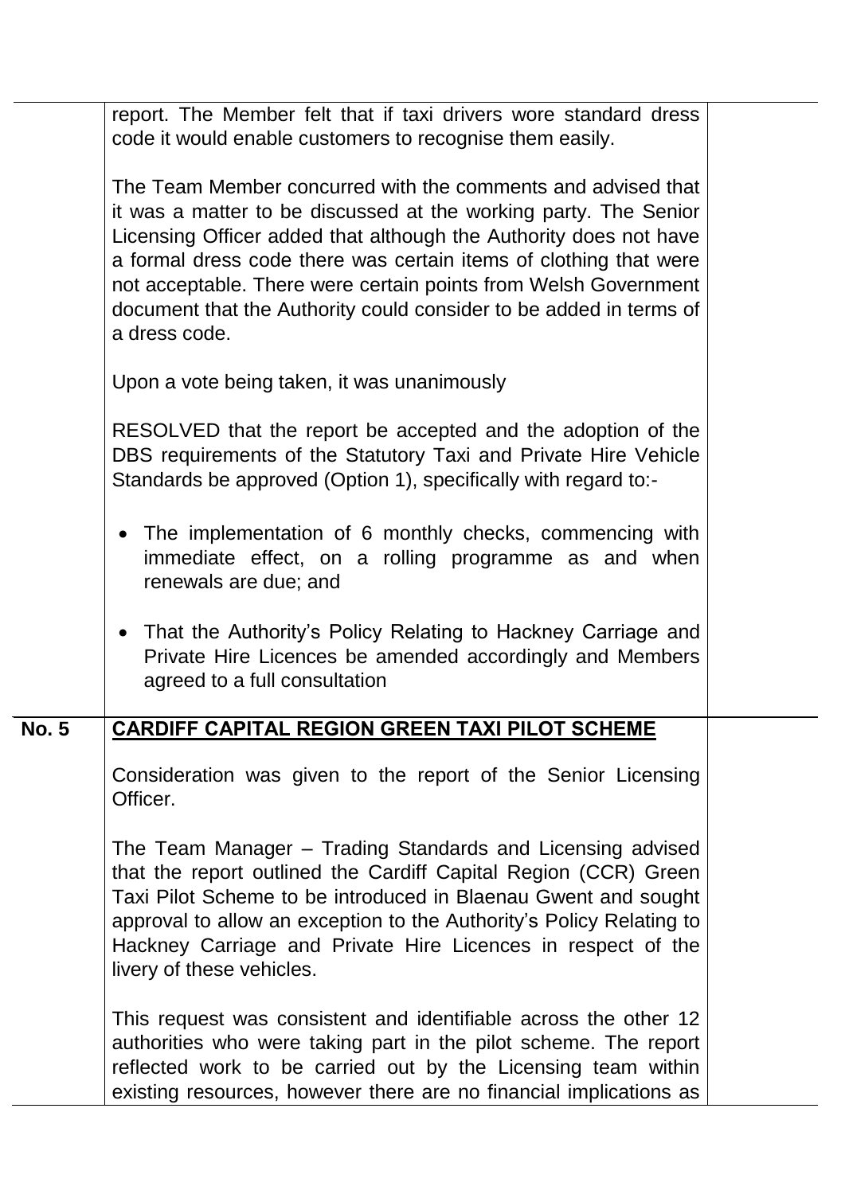report. The Member felt that if taxi drivers wore standard dress code it would enable customers to recognise them easily.

The Team Member concurred with the comments and advised that it was a matter to be discussed at the working party. The Senior Licensing Officer added that although the Authority does not have a formal dress code there was certain items of clothing that were not acceptable. There were certain points from Welsh Government document that the Authority could consider to be added in terms of a dress code.

Upon a vote being taken, it was unanimously

RESOLVED that the report be accepted and the adoption of the DBS requirements of the Statutory Taxi and Private Hire Vehicle Standards be approved (Option 1), specifically with regard to:-

- The implementation of 6 monthly checks, commencing with immediate effect, on a rolling programme as and when renewals are due; and
- That the Authority's Policy Relating to Hackney Carriage and Private Hire Licences be amended accordingly and Members agreed to a full consultation

**No. 5** **CARDIFF CAPITAL REGION GREEN TAXI PILOT SCHEME**

Consideration was given to the report of the Senior Licensing Officer.

The Team Manager – Trading Standards and Licensing advised that the report outlined the Cardiff Capital Region (CCR) Green Taxi Pilot Scheme to be introduced in Blaenau Gwent and sought approval to allow an exception to the Authority's Policy Relating to Hackney Carriage and Private Hire Licences in respect of the livery of these vehicles.

This request was consistent and identifiable across the other 12 authorities who were taking part in the pilot scheme. The report reflected work to be carried out by the Licensing team within existing resources, however there are no financial implications as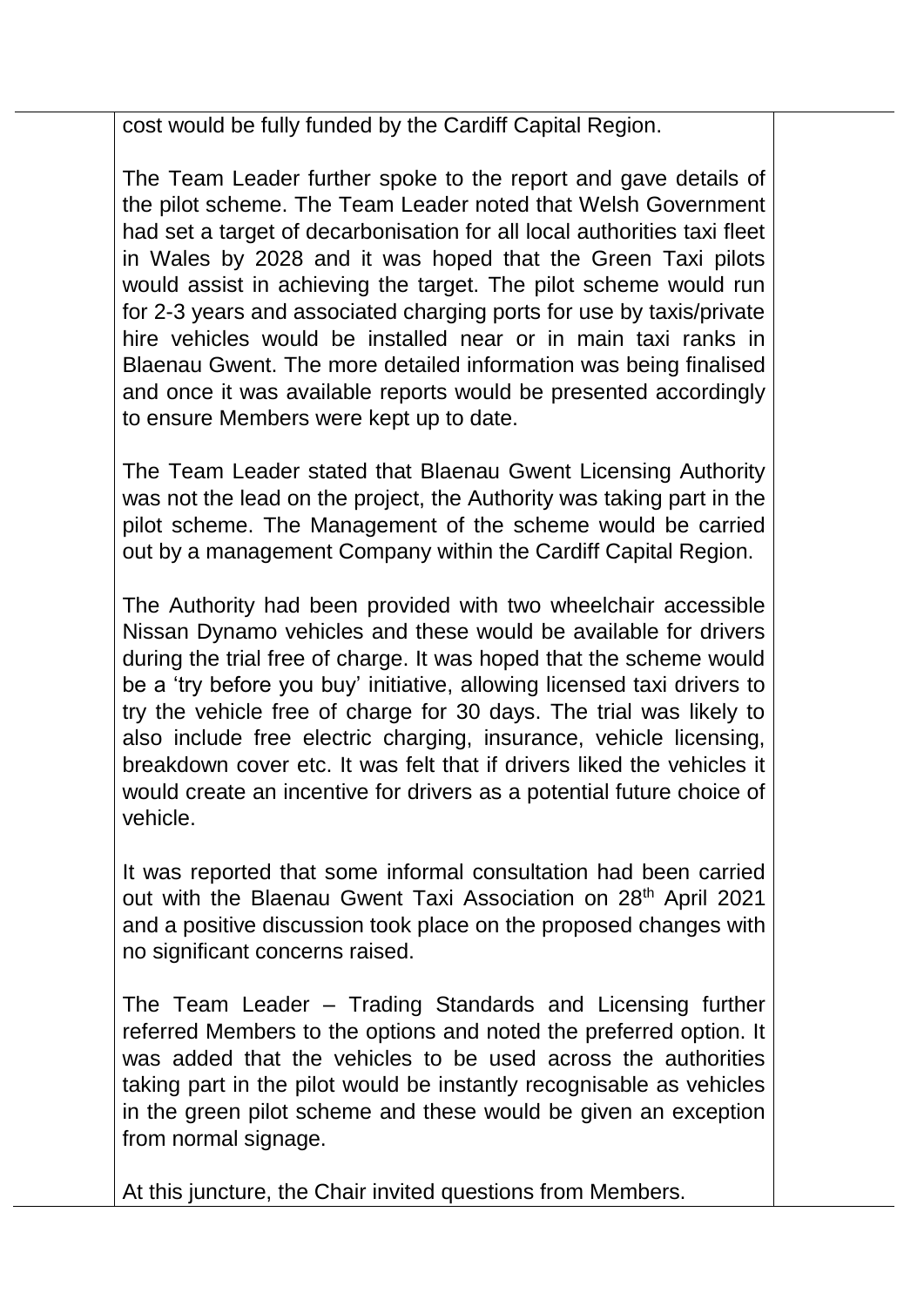cost would be fully funded by the Cardiff Capital Region.

The Team Leader further spoke to the report and gave details of the pilot scheme. The Team Leader noted that Welsh Government had set a target of decarbonisation for all local authorities taxi fleet in Wales by 2028 and it was hoped that the Green Taxi pilots would assist in achieving the target. The pilot scheme would run for 2-3 years and associated charging ports for use by taxis/private hire vehicles would be installed near or in main taxi ranks in Blaenau Gwent. The more detailed information was being finalised and once it was available reports would be presented accordingly to ensure Members were kept up to date.

The Team Leader stated that Blaenau Gwent Licensing Authority was not the lead on the project, the Authority was taking part in the pilot scheme. The Management of the scheme would be carried out by a management Company within the Cardiff Capital Region.

The Authority had been provided with two wheelchair accessible Nissan Dynamo vehicles and these would be available for drivers during the trial free of charge. It was hoped that the scheme would be a 'try before you buy' initiative, allowing licensed taxi drivers to try the vehicle free of charge for 30 days. The trial was likely to also include free electric charging, insurance, vehicle licensing, breakdown cover etc. It was felt that if drivers liked the vehicles it would create an incentive for drivers as a potential future choice of vehicle.

It was reported that some informal consultation had been carried out with the Blaenau Gwent Taxi Association on 28th April 2021 and a positive discussion took place on the proposed changes with no significant concerns raised.

The Team Leader – Trading Standards and Licensing further referred Members to the options and noted the preferred option. It was added that the vehicles to be used across the authorities taking part in the pilot would be instantly recognisable as vehicles in the green pilot scheme and these would be given an exception from normal signage.

At this juncture, the Chair invited questions from Members.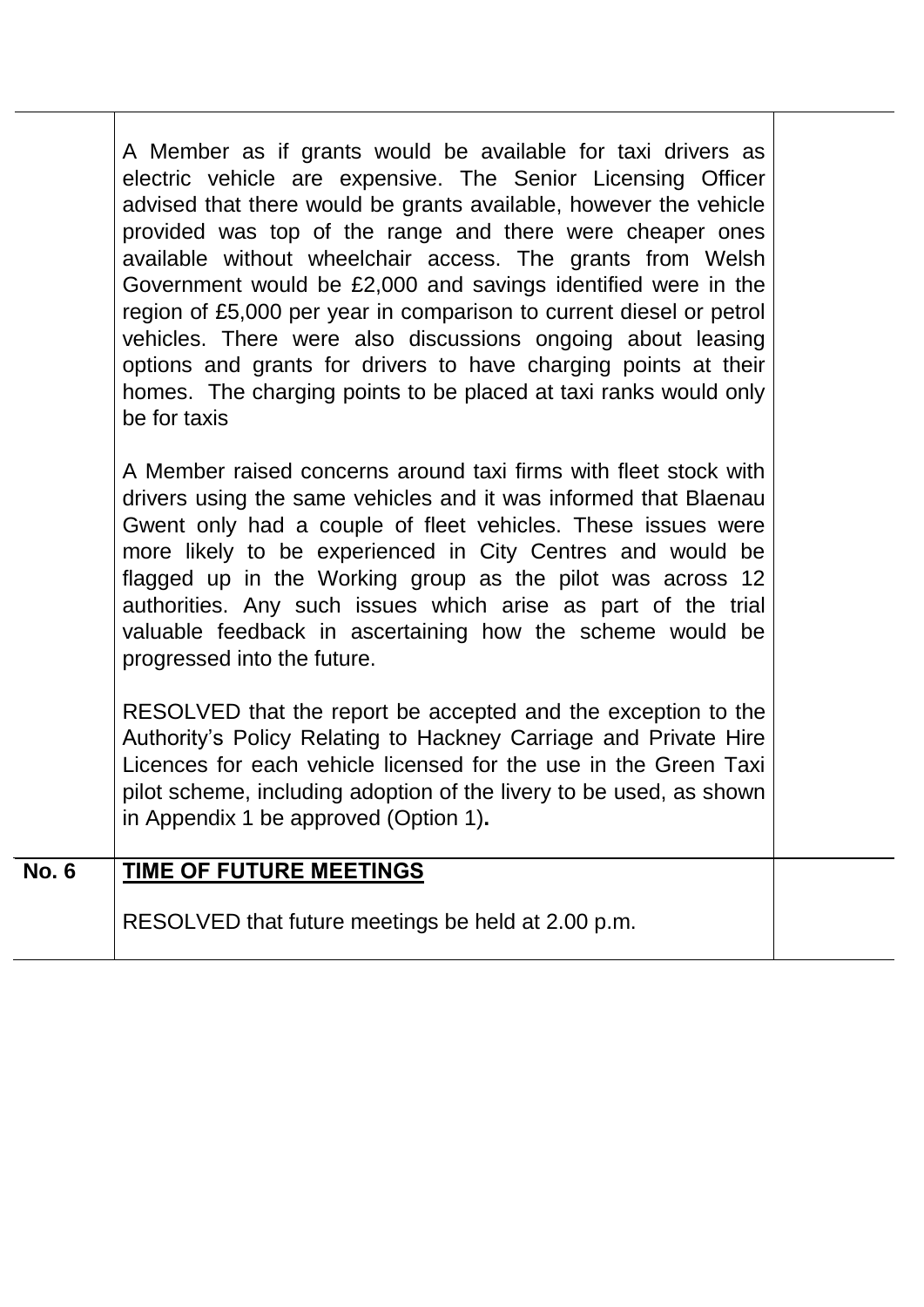| | | |
|---|---|---|
| | A Member as if grants would be available for taxi drivers as electric vehicle are expensive. The Senior Licensing Officer advised that there would be grants available, however the vehicle provided was top of the range and there were cheaper ones available without wheelchair access. The grants from Welsh Government would be £2,000 and savings identified were in the region of £5,000 per year in comparison to current diesel or petrol vehicles. There were also discussions ongoing about leasing options and grants for drivers to have charging points at their homes. The charging points to be placed at taxi ranks would only be for taxis<br><br>A Member raised concerns around taxi firms with fleet stock with drivers using the same vehicles and it was informed that Blaenau Gwent only had a couple of fleet vehicles. These issues were more likely to be experienced in City Centres and would be flagged up in the Working group as the pilot was across 12 authorities. Any such issues which arise as part of the trial valuable feedback in ascertaining how the scheme would be progressed into the future.<br><br>RESOLVED that the report be accepted and the exception to the Authority's Policy Relating to Hackney Carriage and Private Hire Licences for each vehicle licensed for the use in the Green Taxi pilot scheme, including adoption of the livery to be used, as shown in Appendix 1 be approved (Option 1)**.** | |
| **No. 6** | **<u>TIME OF FUTURE MEETINGS</u>**<br><br>RESOLVED that future meetings be held at 2.00 p.m. | |